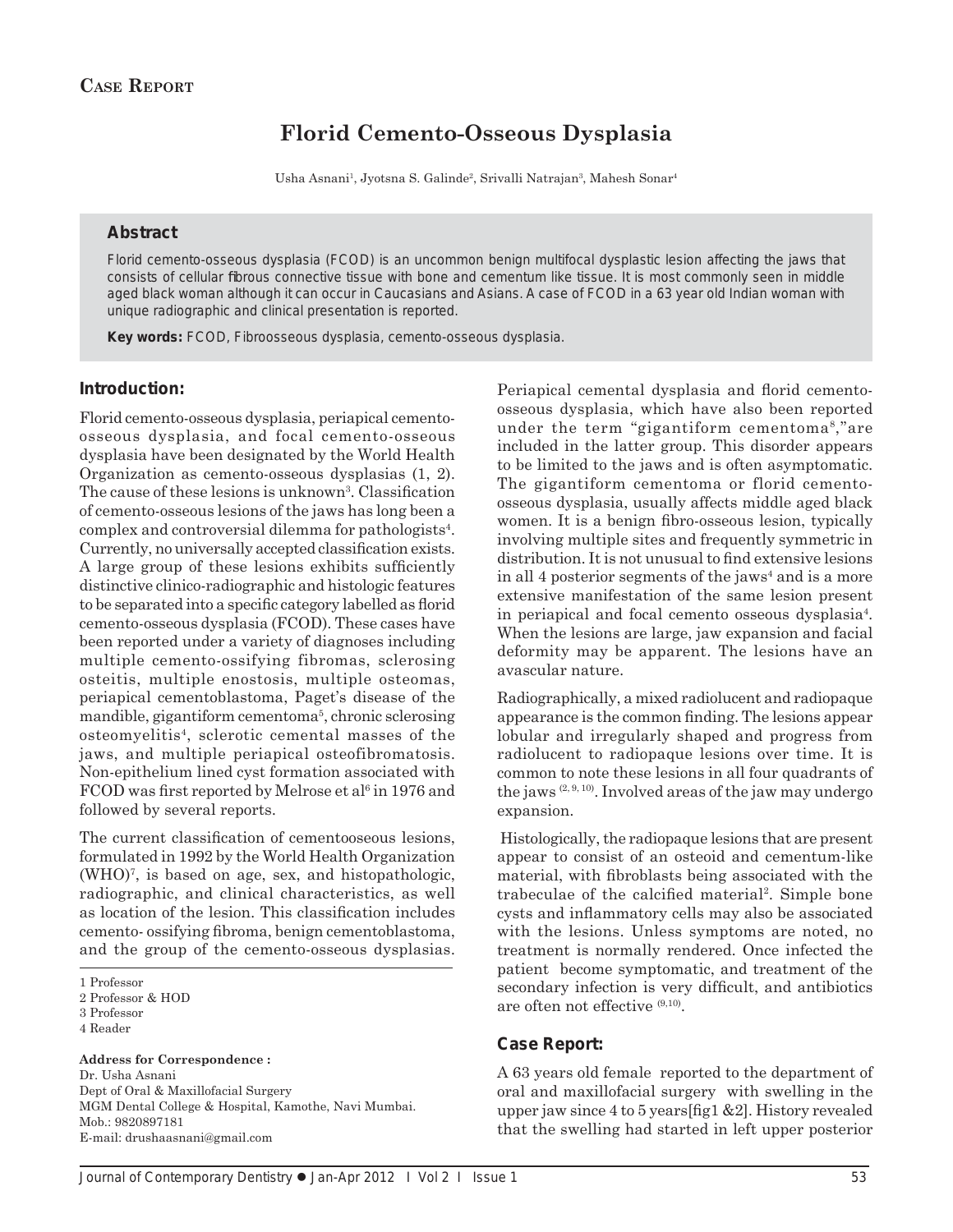**Case Report**

# Florid Cemento-Osseous Dysplasia

Usha Asnani[1], Jyotsna S. Galinde[2], Srivalli Natrajan[3], Mahesh Sonar[4]

## Abstract

Florid cemento-osseous dysplasia (FCOD) is an uncommon benign multifocal dysplastic lesion affecting the jaws that consists of cellular fibrous connective tissue with bone and cementum like tissue. It is most commonly seen in middle aged black woman although it can occur in Caucasians and Asians. A case of FCOD in a 63 year old Indian woman with unique radiographic and clinical presentation is reported.

**Key words:** FCOD, Fibroosseous dysplasia, cemento-osseous dysplasia.

## Introduction:

Florid cemento-osseous dysplasia, periapical cemento-osseous dysplasia, and focal cemento-osseous dysplasia have been designated by the World Health Organization as cemento-osseous dysplasias (1, 2). The cause of these lesions is unknown[3]. Classification of cemento-osseous lesions of the jaws has long been a complex and controversial dilemma for pathologists[4]. Currently, no universally accepted classification exists. A large group of these lesions exhibits sufficiently distinctive clinico-radiographic and histologic features to be separated into a specific category labelled as florid cemento-osseous dysplasia (FCOD). These cases have been reported under a variety of diagnoses including multiple cemento-ossifying fibromas, sclerosing osteitis, multiple enostosis, multiple osteomas, periapical cementoblastoma, Paget's disease of the mandible, gigantiform cementoma[5], chronic sclerosing osteomyelitis[4], sclerotic cemental masses of the jaws, and multiple periapical osteofibromatosis. Non-epithelium lined cyst formation associated with FCOD was first reported by Melrose et al[6] in 1976 and followed by several reports.

The current classification of cementoosseous lesions, formulated in 1992 by the World Health Organization (WHO)[7], is based on age, sex, and histopathologic, radiographic, and clinical characteristics, as well as location of the lesion. This classification includes cemento- ossifying fibroma, benign cementoblastoma, and the group of the cemento-osseous dysplasias.

Periapical cemental dysplasia and florid cemento-osseous dysplasia, which have also been reported under the term "gigantiform cementoma[8]," are included in the latter group. This disorder appears to be limited to the jaws and is often asymptomatic. The gigantiform cementoma or florid cemento-osseous dysplasia, usually affects middle aged black women. It is a benign fibro-osseous lesion, typically involving multiple sites and frequently symmetric in distribution. It is not unusual to find extensive lesions in all 4 posterior segments of the jaws[4] and is a more extensive manifestation of the same lesion present in periapical and focal cemento osseous dysplasia[4]. When the lesions are large, jaw expansion and facial deformity may be apparent. The lesions have an avascular nature.

Radiographically, a mixed radiolucent and radiopaque appearance is the common finding. The lesions appear lobular and irregularly shaped and progress from radiolucent to radiopaque lesions over time. It is common to note these lesions in all four quadrants of the jaws [2, 9, 10]. Involved areas of the jaw may undergo expansion.

Histologically, the radiopaque lesions that are present appear to consist of an osteoid and cementum-like material, with fibroblasts being associated with the trabeculae of the calcified material[2]. Simple bone cysts and inflammatory cells may also be associated with the lesions. Unless symptoms are noted, no treatment is normally rendered. Once infected the patient become symptomatic, and treatment of the secondary infection is very difficult, and antibiotics are often not effective [9,10].

## Case Report:

A 63 years old female reported to the department of oral and maxillofacial surgery with swelling in the upper jaw since 4 to 5 years[fig1 &2]. History revealed that the swelling had started in left upper posterior

---

1 Professor
2 Professor & HOD
3 Professor
4 Reader

**Address for Correspondence :**
Dr. Usha Asnani
Dept of Oral & Maxillofacial Surgery
MGM Dental College & Hospital, Kamothe, Navi Mumbai.
Mob.: 9820897181
E-mail: drushaasnani@gmail.com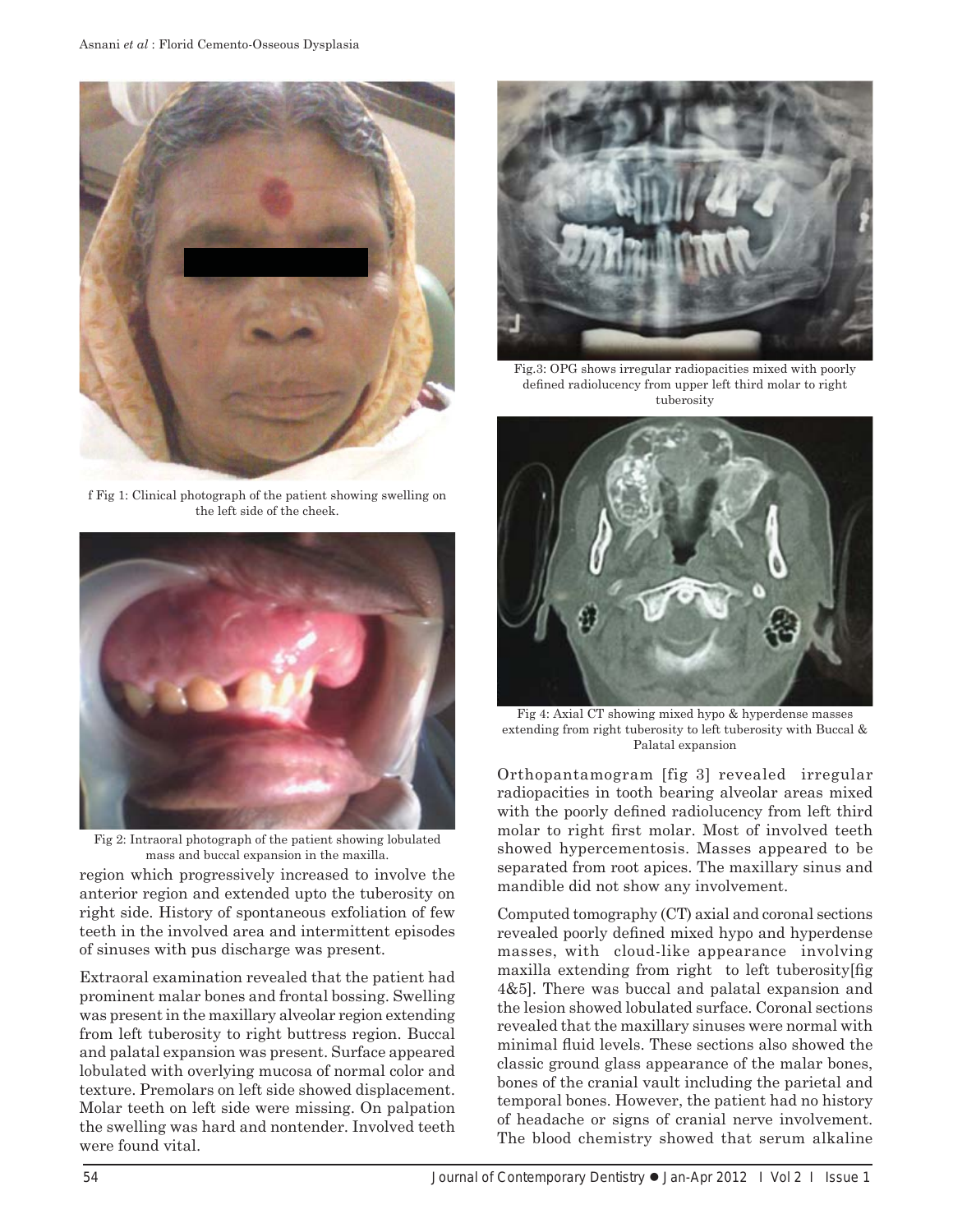f Fig 1: Clinical photograph of the patient showing swelling on the left side of the cheek.

Fig 2: Intraoral photograph of the patient showing lobulated mass and buccal expansion in the maxilla.

region which progressively increased to involve the anterior region and extended upto the tuberosity on right side. History of spontaneous exfoliation of few teeth in the involved area and intermittent episodes of sinuses with pus discharge was present.

Extraoral examination revealed that the patient had prominent malar bones and frontal bossing. Swelling was present in the maxillary alveolar region extending from left tuberosity to right buttress region. Buccal and palatal expansion was present. Surface appeared lobulated with overlying mucosa of normal color and texture. Premolars on left side showed displacement. Molar teeth on left side were missing. On palpation the swelling was hard and nontender. Involved teeth were found vital.

Fig.3: OPG shows irregular radiopacities mixed with poorly defined radiolucency from upper left third molar to right tuberosity

Fig 4: Axial CT showing mixed hypo & hyperdense masses extending from right tuberosity to left tuberosity with Buccal & Palatal expansion

Orthopantamogram [fig 3] revealed irregular radiopacities in tooth bearing alveolar areas mixed with the poorly defined radiolucency from left third molar to right first molar. Most of involved teeth showed hypercementosis. Masses appeared to be separated from root apices. The maxillary sinus and mandible did not show any involvement.

Computed tomography (CT) axial and coronal sections revealed poorly defined mixed hypo and hyperdense masses, with cloud-like appearance involving maxilla extending from right to left tuberosity[fig 4&5]. There was buccal and palatal expansion and the lesion showed lobulated surface. Coronal sections revealed that the maxillary sinuses were normal with minimal fluid levels. These sections also showed the classic ground glass appearance of the malar bones, bones of the cranial vault including the parietal and temporal bones. However, the patient had no history of headache or signs of cranial nerve involvement. The blood chemistry showed that serum alkaline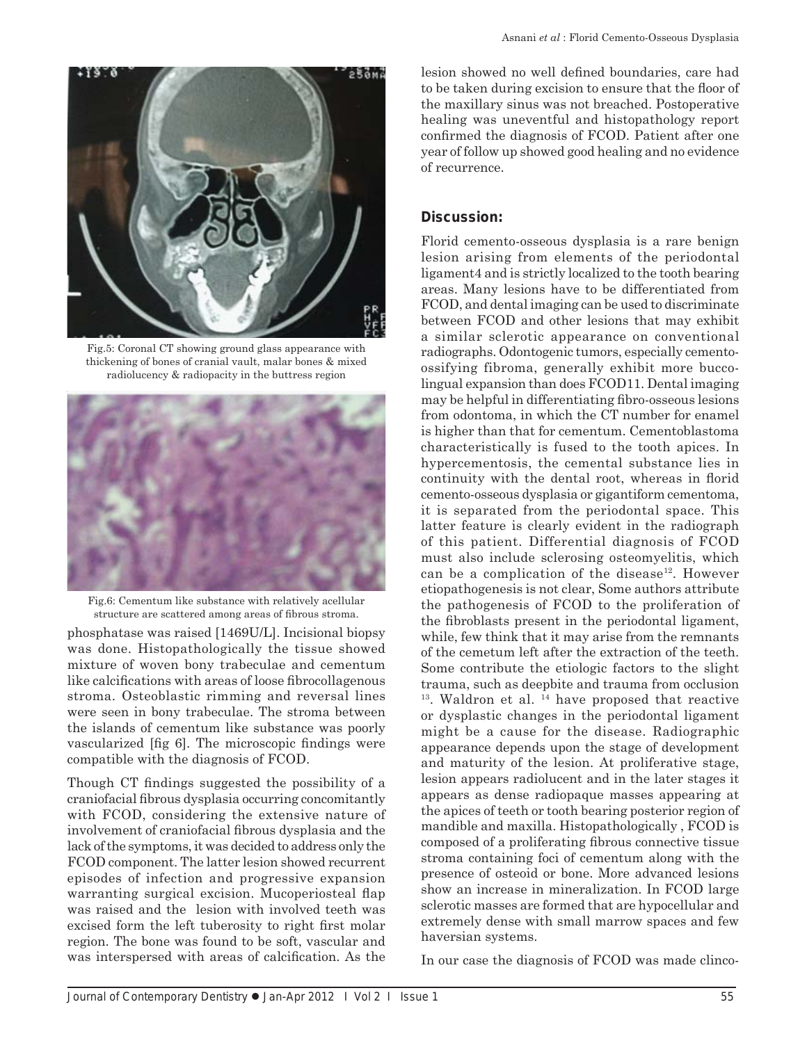Fig.5: Coronal CT showing ground glass appearance with thickening of bones of cranial vault, malar bones & mixed radiolucency & radiopacity in the buttress region

Fig.6: Cementum like substance with relatively acellular structure are scattered among areas of fibrous stroma.

phosphatase was raised [1469U/L]. Incisional biopsy was done. Histopathologically the tissue showed mixture of woven bony trabeculae and cementum like calcifications with areas of loose fibrocollagenous stroma. Osteoblastic rimming and reversal lines were seen in bony trabeculae. The stroma between the islands of cementum like substance was poorly vascularized [fig 6]. The microscopic findings were compatible with the diagnosis of FCOD.

Though CT findings suggested the possibility of a craniofacial fibrous dysplasia occurring concomitantly with FCOD, considering the extensive nature of involvement of craniofacial fibrous dysplasia and the lack of the symptoms, it was decided to address only the FCOD component. The latter lesion showed recurrent episodes of infection and progressive expansion warranting surgical excision. Mucoperiosteal flap was raised and the lesion with involved teeth was excised form the left tuberosity to right first molar region. The bone was found to be soft, vascular and was interspersed with areas of calcification. As the lesion showed no well defined boundaries, care had to be taken during excision to ensure that the floor of the maxillary sinus was not breached. Postoperative healing was uneventful and histopathology report confirmed the diagnosis of FCOD. Patient after one year of follow up showed good healing and no evidence of recurrence.

## Discussion:

Florid cemento-osseous dysplasia is a rare benign lesion arising from elements of the periodontal ligament4 and is strictly localized to the tooth bearing areas. Many lesions have to be differentiated from FCOD, and dental imaging can be used to discriminate between FCOD and other lesions that may exhibit a similar sclerotic appearance on conventional radiographs. Odontogenic tumors, especially cemento-ossifying fibroma, generally exhibit more bucco-lingual expansion than does FCOD11. Dental imaging may be helpful in differentiating fibro-osseous lesions from odontoma, in which the CT number for enamel is higher than that for cementum. Cementoblastoma characteristically is fused to the tooth apices. In hypercementosis, the cemental substance lies in continuity with the dental root, whereas in florid cemento-osseous dysplasia or gigantiform cementoma, it is separated from the periodontal space. This latter feature is clearly evident in the radiograph of this patient. Differential diagnosis of FCOD must also include sclerosing osteomyelitis, which can be a complication of the disease[12]. However etiopathogenesis is not clear, Some authors attribute the pathogenesis of FCOD to the proliferation of the fibroblasts present in the periodontal ligament, while, few think that it may arise from the remnants of the cemetum left after the extraction of the teeth. Some contribute the etiologic factors to the slight trauma, such as deepbite and trauma from occlusion [13]. Waldron et al. [14] have proposed that reactive or dysplastic changes in the periodontal ligament might be a cause for the disease. Radiographic appearance depends upon the stage of development and maturity of the lesion. At proliferative stage, lesion appears radiolucent and in the later stages it appears as dense radiopaque masses appearing at the apices of teeth or tooth bearing posterior region of mandible and maxilla. Histopathologically , FCOD is composed of a proliferating fibrous connective tissue stroma containing foci of cementum along with the presence of osteoid or bone. More advanced lesions show an increase in mineralization. In FCOD large sclerotic masses are formed that are hypocellular and extremely dense with small marrow spaces and few haversian systems.

In our case the diagnosis of FCOD was made clinco-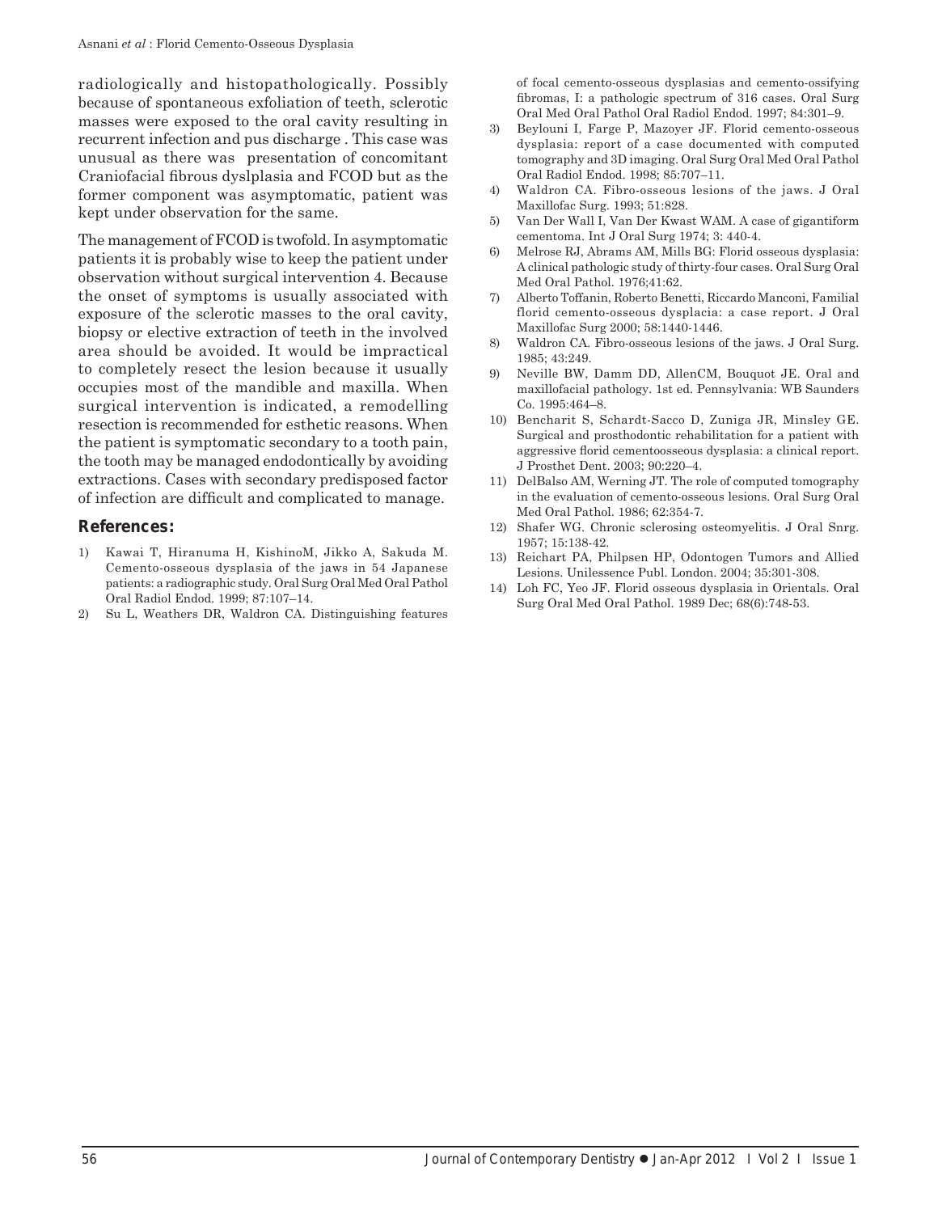radiologically and histopathologically. Possibly because of spontaneous exfoliation of teeth, sclerotic masses were exposed to the oral cavity resulting in recurrent infection and pus discharge . This case was unusual as there was presentation of concomitant Craniofacial fibrous dyslplasia and FCOD but as the former component was asymptomatic, patient was kept under observation for the same.

The management of FCOD is twofold. In asymptomatic patients it is probably wise to keep the patient under observation without surgical intervention 4. Because the onset of symptoms is usually associated with exposure of the sclerotic masses to the oral cavity, biopsy or elective extraction of teeth in the involved area should be avoided. It would be impractical to completely resect the lesion because it usually occupies most of the mandible and maxilla. When surgical intervention is indicated, a remodelling resection is recommended for esthetic reasons. When the patient is symptomatic secondary to a tooth pain, the tooth may be managed endodontically by avoiding extractions. Cases with secondary predisposed factor of infection are difficult and complicated to manage.

## References:

1) Kawai T, Hiranuma H, KishinoM, Jikko A, Sakuda M. Cemento-osseous dysplasia of the jaws in 54 Japanese patients: a radiographic study. Oral Surg Oral Med Oral Pathol Oral Radiol Endod. 1999; 87:107–14.
2) Su L, Weathers DR, Waldron CA. Distinguishing features of focal cemento-osseous dysplasias and cemento-ossifying fibromas, I: a pathologic spectrum of 316 cases. Oral Surg Oral Med Oral Pathol Oral Radiol Endod. 1997; 84:301–9.
3) Beylouni I, Farge P, Mazoyer JF. Florid cemento-osseous dysplasia: report of a case documented with computed tomography and 3D imaging. Oral Surg Oral Med Oral Pathol Oral Radiol Endod. 1998; 85:707–11.
4) Waldron CA. Fibro-osseous lesions of the jaws. J Oral Maxillofac Surg. 1993; 51:828.
5) Van Der Wall I, Van Der Kwast WAM. A case of gigantiform cementoma. Int J Oral Surg 1974; 3: 440-4.
6) Melrose RJ, Abrams AM, Mills BG: Florid osseous dysplasia: A clinical pathologic study of thirty-four cases. Oral Surg Oral Med Oral Pathol. 1976;41:62.
7) Alberto Toffanin, Roberto Benetti, Riccardo Manconi, Familial florid cemento-osseous dysplacia: a case report. J Oral Maxillofac Surg 2000; 58:1440-1446.
8) Waldron CA. Fibro-osseous lesions of the jaws. J Oral Surg. 1985; 43:249.
9) Neville BW, Damm DD, AllenCM, Bouquot JE. Oral and maxillofacial pathology. 1st ed. Pennsylvania: WB Saunders Co. 1995:464–8.
10) Bencharit S, Schardt-Sacco D, Zuniga JR, Minsley GE. Surgical and prosthodontic rehabilitation for a patient with aggressive florid cementoosseous dysplasia: a clinical report. J Prosthet Dent. 2003; 90:220–4.
11) DelBalso AM, Werning JT. The role of computed tomography in the evaluation of cemento-osseous lesions. Oral Surg Oral Med Oral Pathol. 1986; 62:354-7.
12) Shafer WG. Chronic sclerosing osteomyelitis. J Oral Snrg. 1957; 15:138-42.
13) Reichart PA, Philpsen HP, Odontogen Tumors and Allied Lesions. Unilessence Publ. London. 2004; 35:301-308.
14) Loh FC, Yeo JF. Florid osseous dysplasia in Orientals. Oral Surg Oral Med Oral Pathol. 1989 Dec; 68(6):748-53.